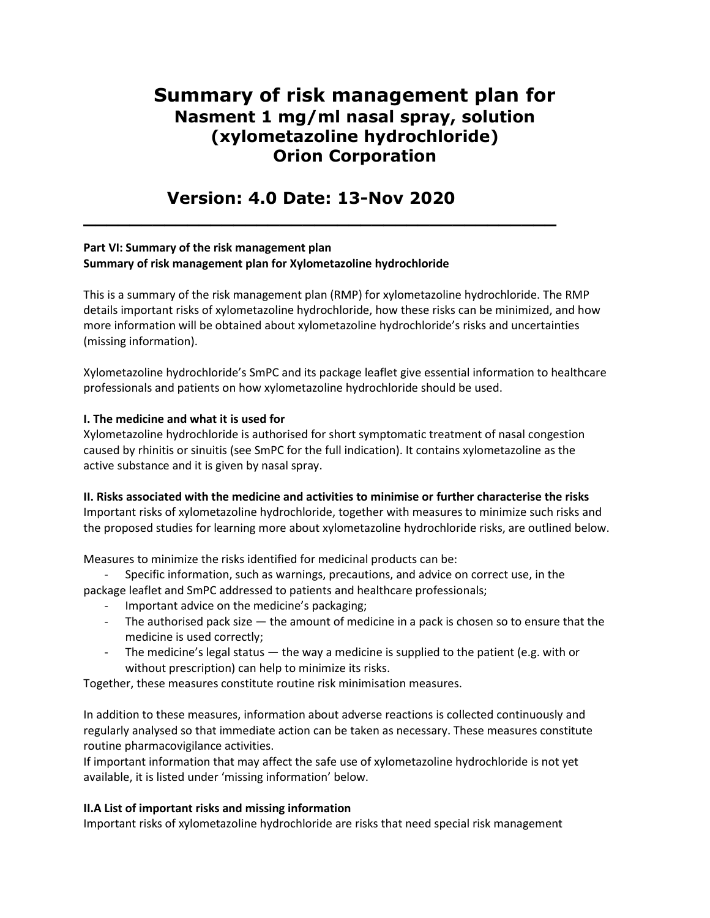# Summary of risk management plan for
## Nasment 1 mg/ml nasal spray, solution (xylometazoline hydrochloride) Orion Corporation

## Version: 4.0 Date: 13-Nov 2020

---

**Part VI: Summary of the risk management plan**
**Summary of risk management plan for Xylometazoline hydrochloride**

This is a summary of the risk management plan (RMP) for xylometazoline hydrochloride. The RMP details important risks of xylometazoline hydrochloride, how these risks can be minimized, and how more information will be obtained about xylometazoline hydrochloride's risks and uncertainties (missing information).

Xylometazoline hydrochloride's SmPC and its package leaflet give essential information to healthcare professionals and patients on how xylometazoline hydrochloride should be used.

**I. The medicine and what it is used for**

Xylometazoline hydrochloride is authorised for short symptomatic treatment of nasal congestion caused by rhinitis or sinuitis (see SmPC for the full indication). It contains xylometazoline as the active substance and it is given by nasal spray.

**II. Risks associated with the medicine and activities to minimise or further characterise the risks**

Important risks of xylometazoline hydrochloride, together with measures to minimize such risks and the proposed studies for learning more about xylometazoline hydrochloride risks, are outlined below.

Measures to minimize the risks identified for medicinal products can be:

- Specific information, such as warnings, precautions, and advice on correct use, in the package leaflet and SmPC addressed to patients and healthcare professionals;
- Important advice on the medicine's packaging;
- The authorised pack size — the amount of medicine in a pack is chosen so to ensure that the medicine is used correctly;
- The medicine's legal status — the way a medicine is supplied to the patient (e.g. with or without prescription) can help to minimize its risks.

Together, these measures constitute routine risk minimisation measures.

In addition to these measures, information about adverse reactions is collected continuously and regularly analysed so that immediate action can be taken as necessary. These measures constitute routine pharmacovigilance activities.

If important information that may affect the safe use of xylometazoline hydrochloride is not yet available, it is listed under 'missing information' below.

**II.A List of important risks and missing information**

Important risks of xylometazoline hydrochloride are risks that need special risk management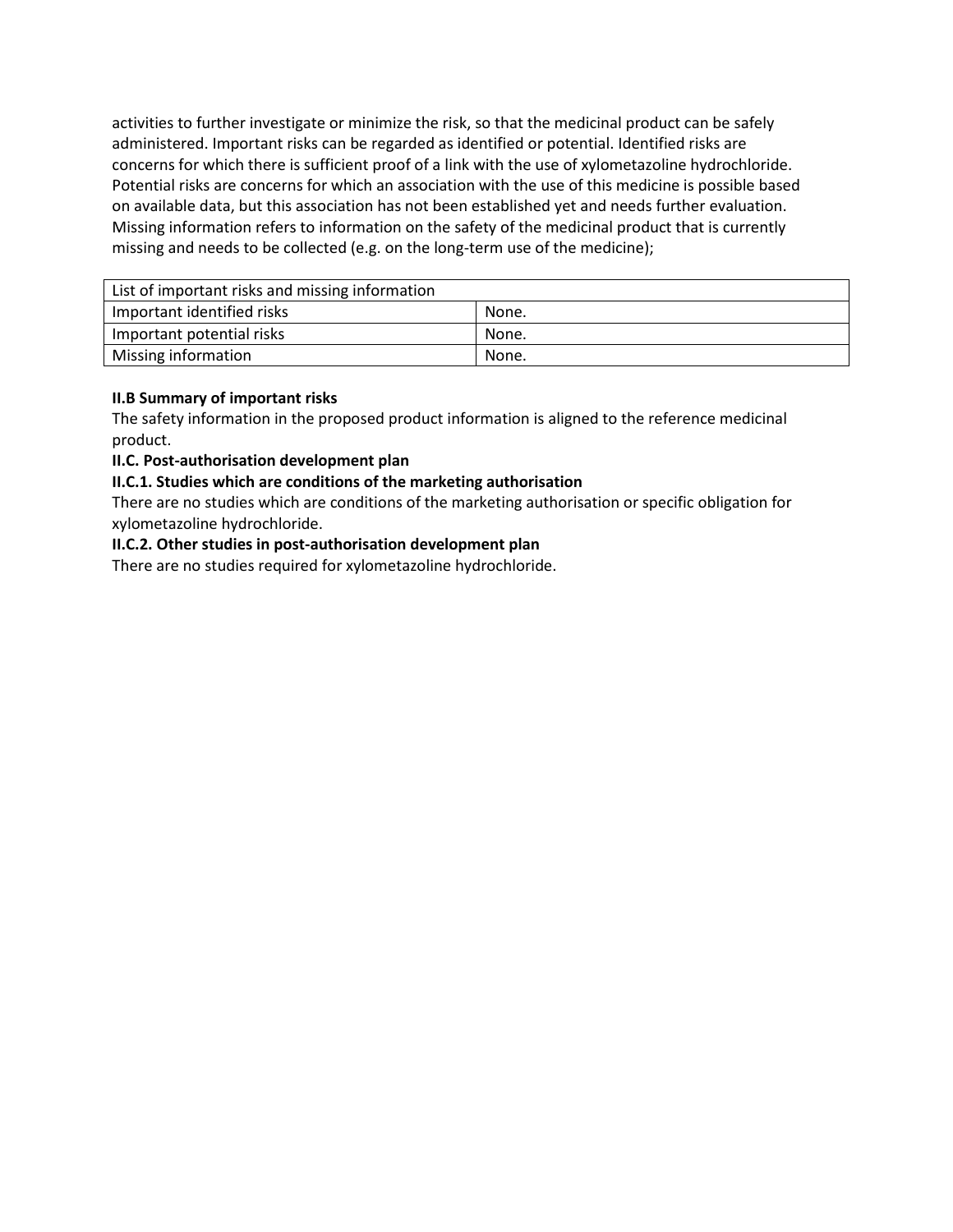activities to further investigate or minimize the risk, so that the medicinal product can be safely administered. Important risks can be regarded as identified or potential. Identified risks are concerns for which there is sufficient proof of a link with the use of xylometazoline hydrochloride. Potential risks are concerns for which an association with the use of this medicine is possible based on available data, but this association has not been established yet and needs further evaluation. Missing information refers to information on the safety of the medicinal product that is currently missing and needs to be collected (e.g. on the long-term use of the medicine);

| List of important risks and missing information | |
|---|---|
| Important identified risks | None. |
| Important potential risks | None. |
| Missing information | None. |

**II.B Summary of important risks**

The safety information in the proposed product information is aligned to the reference medicinal product.

**II.C. Post-authorisation development plan**

**II.C.1. Studies which are conditions of the marketing authorisation**

There are no studies which are conditions of the marketing authorisation or specific obligation for xylometazoline hydrochloride.

**II.C.2. Other studies in post-authorisation development plan**

There are no studies required for xylometazoline hydrochloride.